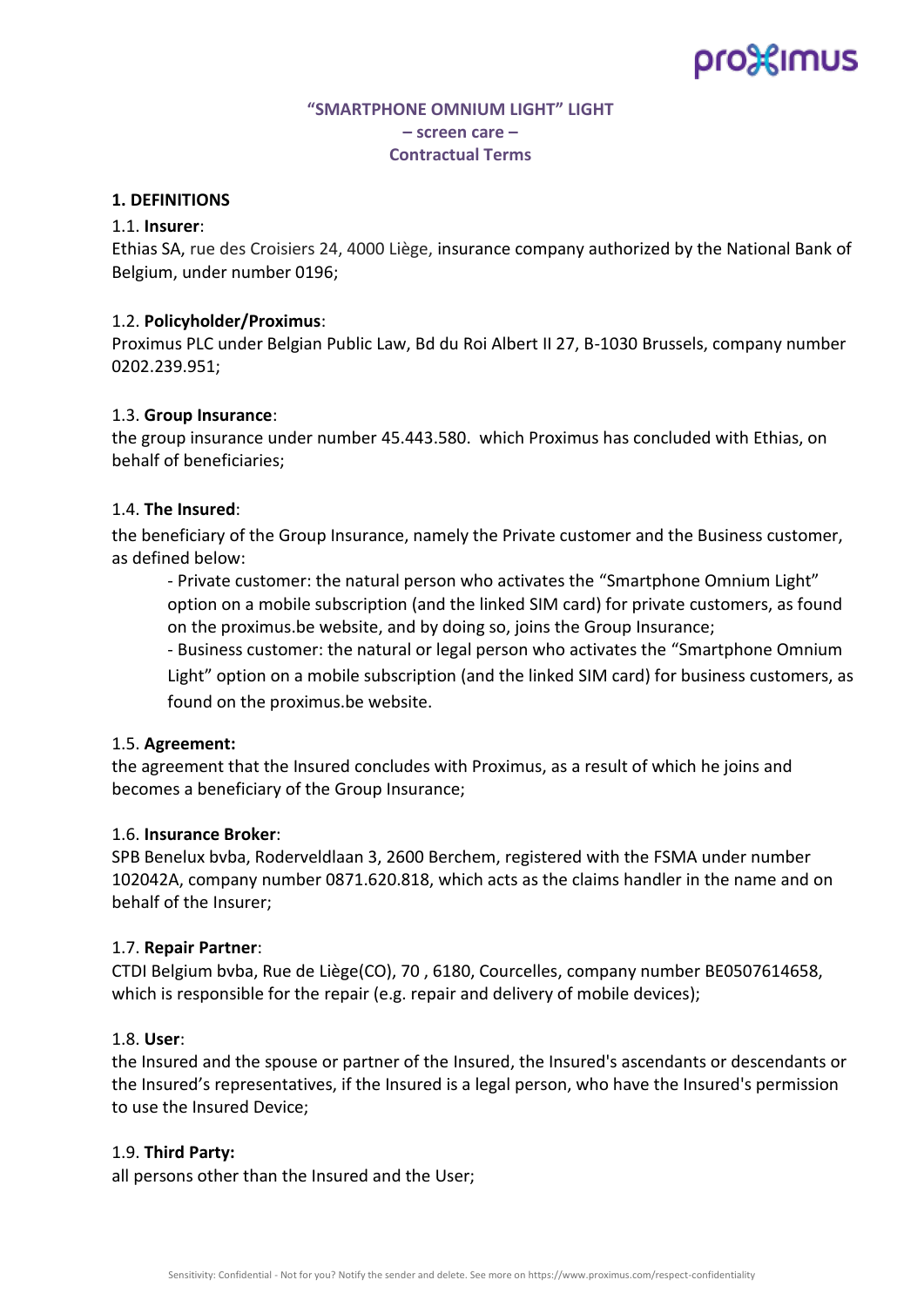# "SMARTPHONE OMNIUM LIGHT" LIGHT
## – screen care –
## Contractual Terms

### 1. DEFINITIONS

1.1. **Insurer**:
Ethias SA, rue des Croisiers 24, 4000 Liège, insurance company authorized by the National Bank of Belgium, under number 0196;

1.2. **Policyholder/Proximus**:
Proximus PLC under Belgian Public Law, Bd du Roi Albert II 27, B-1030 Brussels, company number 0202.239.951;

1.3. **Group Insurance**:
the group insurance under number 45.443.580. which Proximus has concluded with Ethias, on behalf of beneficiaries;

1.4. **The Insured**:
the beneficiary of the Group Insurance, namely the Private customer and the Business customer, as defined below:

- Private customer: the natural person who activates the "Smartphone Omnium Light" option on a mobile subscription (and the linked SIM card) for private customers, as found on the proximus.be website, and by doing so, joins the Group Insurance;
- Business customer: the natural or legal person who activates the "Smartphone Omnium Light" option on a mobile subscription (and the linked SIM card) for business customers, as found on the proximus.be website.

1.5. **Agreement:**
the agreement that the Insured concludes with Proximus, as a result of which he joins and becomes a beneficiary of the Group Insurance;

1.6. **Insurance Broker**:
SPB Benelux bvba, Roderveldlaan 3, 2600 Berchem, registered with the FSMA under number 102042A, company number 0871.620.818, which acts as the claims handler in the name and on behalf of the Insurer;

1.7. **Repair Partner**:
CTDI Belgium bvba, Rue de Liège(CO), 70 , 6180, Courcelles, company number BE0507614658, which is responsible for the repair (e.g. repair and delivery of mobile devices);

1.8. **User**:
the Insured and the spouse or partner of the Insured, the Insured's ascendants or descendants or the Insured's representatives, if the Insured is a legal person, who have the Insured's permission to use the Insured Device;

1.9. **Third Party:**
all persons other than the Insured and the User;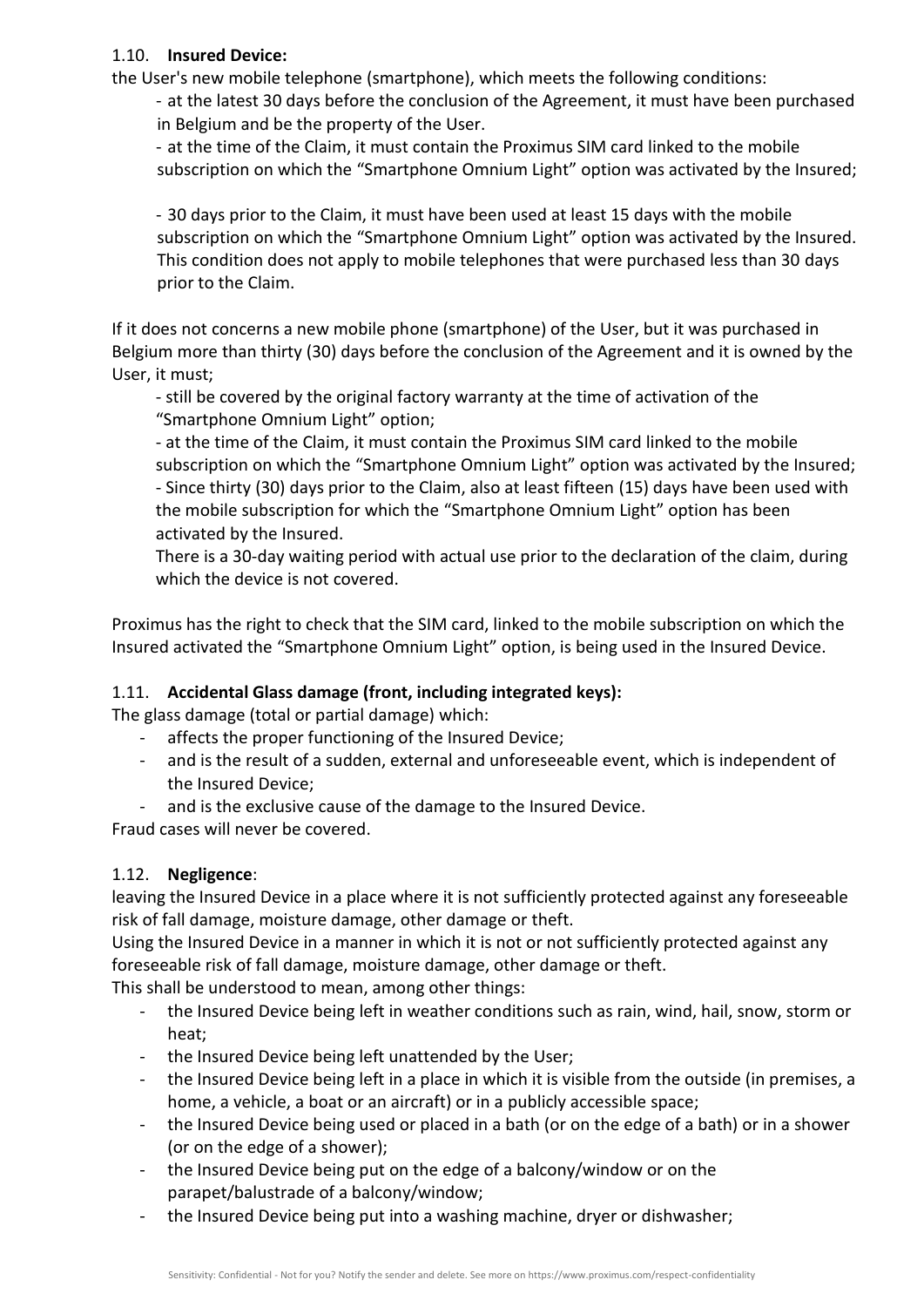### 1.10. **Insured Device:**

the User's new mobile telephone (smartphone), which meets the following conditions:

- at the latest 30 days before the conclusion of the Agreement, it must have been purchased in Belgium and be the property of the User.
- at the time of the Claim, it must contain the Proximus SIM card linked to the mobile subscription on which the "Smartphone Omnium Light" option was activated by the Insured;
- 30 days prior to the Claim, it must have been used at least 15 days with the mobile subscription on which the "Smartphone Omnium Light" option was activated by the Insured. This condition does not apply to mobile telephones that were purchased less than 30 days prior to the Claim.

If it does not concerns a new mobile phone (smartphone) of the User, but it was purchased in Belgium more than thirty (30) days before the conclusion of the Agreement and it is owned by the User, it must;

- still be covered by the original factory warranty at the time of activation of the "Smartphone Omnium Light" option;
- at the time of the Claim, it must contain the Proximus SIM card linked to the mobile subscription on which the "Smartphone Omnium Light" option was activated by the Insured;
- Since thirty (30) days prior to the Claim, also at least fifteen (15) days have been used with the mobile subscription for which the "Smartphone Omnium Light" option has been activated by the Insured.

  There is a 30-day waiting period with actual use prior to the declaration of the claim, during which the device is not covered.

Proximus has the right to check that the SIM card, linked to the mobile subscription on which the Insured activated the "Smartphone Omnium Light" option, is being used in the Insured Device.

### 1.11. **Accidental Glass damage (front, including integrated keys):**

The glass damage (total or partial damage) which:

- affects the proper functioning of the Insured Device;
- and is the result of a sudden, external and unforeseeable event, which is independent of the Insured Device;
- and is the exclusive cause of the damage to the Insured Device.

Fraud cases will never be covered.

### 1.12. **Negligence**:

leaving the Insured Device in a place where it is not sufficiently protected against any foreseeable risk of fall damage, moisture damage, other damage or theft.

Using the Insured Device in a manner in which it is not or not sufficiently protected against any foreseeable risk of fall damage, moisture damage, other damage or theft.

This shall be understood to mean, among other things:

- the Insured Device being left in weather conditions such as rain, wind, hail, snow, storm or heat;
- the Insured Device being left unattended by the User;
- the Insured Device being left in a place in which it is visible from the outside (in premises, a home, a vehicle, a boat or an aircraft) or in a publicly accessible space;
- the Insured Device being used or placed in a bath (or on the edge of a bath) or in a shower (or on the edge of a shower);
- the Insured Device being put on the edge of a balcony/window or on the parapet/balustrade of a balcony/window;
- the Insured Device being put into a washing machine, dryer or dishwasher;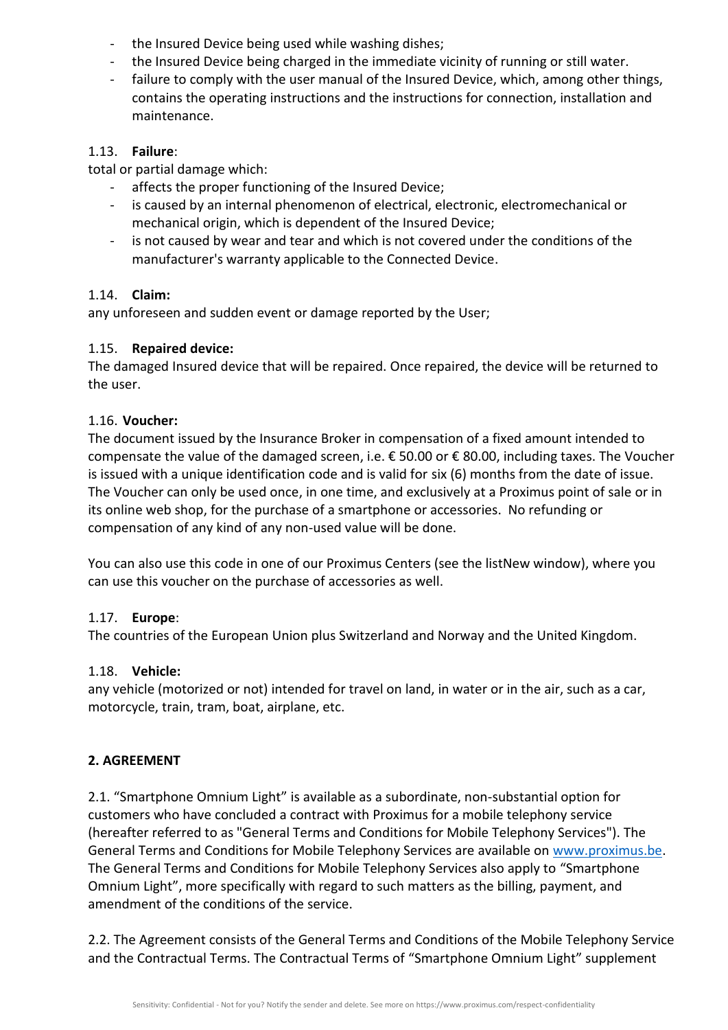- the Insured Device being used while washing dishes;
- the Insured Device being charged in the immediate vicinity of running or still water.
- failure to comply with the user manual of the Insured Device, which, among other things, contains the operating instructions and the instructions for connection, installation and maintenance.

1.13. **Failure**:

total or partial damage which:

- affects the proper functioning of the Insured Device;
- is caused by an internal phenomenon of electrical, electronic, electromechanical or mechanical origin, which is dependent of the Insured Device;
- is not caused by wear and tear and which is not covered under the conditions of the manufacturer's warranty applicable to the Connected Device.

1.14. **Claim:**

any unforeseen and sudden event or damage reported by the User;

1.15. **Repaired device:**

The damaged Insured device that will be repaired. Once repaired, the device will be returned to the user.

1.16. **Voucher:**

The document issued by the Insurance Broker in compensation of a fixed amount intended to compensate the value of the damaged screen, i.e. € 50.00 or € 80.00, including taxes. The Voucher is issued with a unique identification code and is valid for six (6) months from the date of issue. The Voucher can only be used once, in one time, and exclusively at a Proximus point of sale or in its online web shop, for the purchase of a smartphone or accessories. No refunding or compensation of any kind of any non-used value will be done.

You can also use this code in one of our Proximus Centers (see the listNew window), where you can use this voucher on the purchase of accessories as well.

1.17. **Europe**:

The countries of the European Union plus Switzerland and Norway and the United Kingdom.

1.18. **Vehicle:**

any vehicle (motorized or not) intended for travel on land, in water or in the air, such as a car, motorcycle, train, tram, boat, airplane, etc.

## 2. AGREEMENT

2.1. "Smartphone Omnium Light" is available as a subordinate, non-substantial option for customers who have concluded a contract with Proximus for a mobile telephony service (hereafter referred to as "General Terms and Conditions for Mobile Telephony Services"). The General Terms and Conditions for Mobile Telephony Services are available on www.proximus.be. The General Terms and Conditions for Mobile Telephony Services also apply to "Smartphone Omnium Light", more specifically with regard to such matters as the billing, payment, and amendment of the conditions of the service.

2.2. The Agreement consists of the General Terms and Conditions of the Mobile Telephony Service and the Contractual Terms. The Contractual Terms of "Smartphone Omnium Light" supplement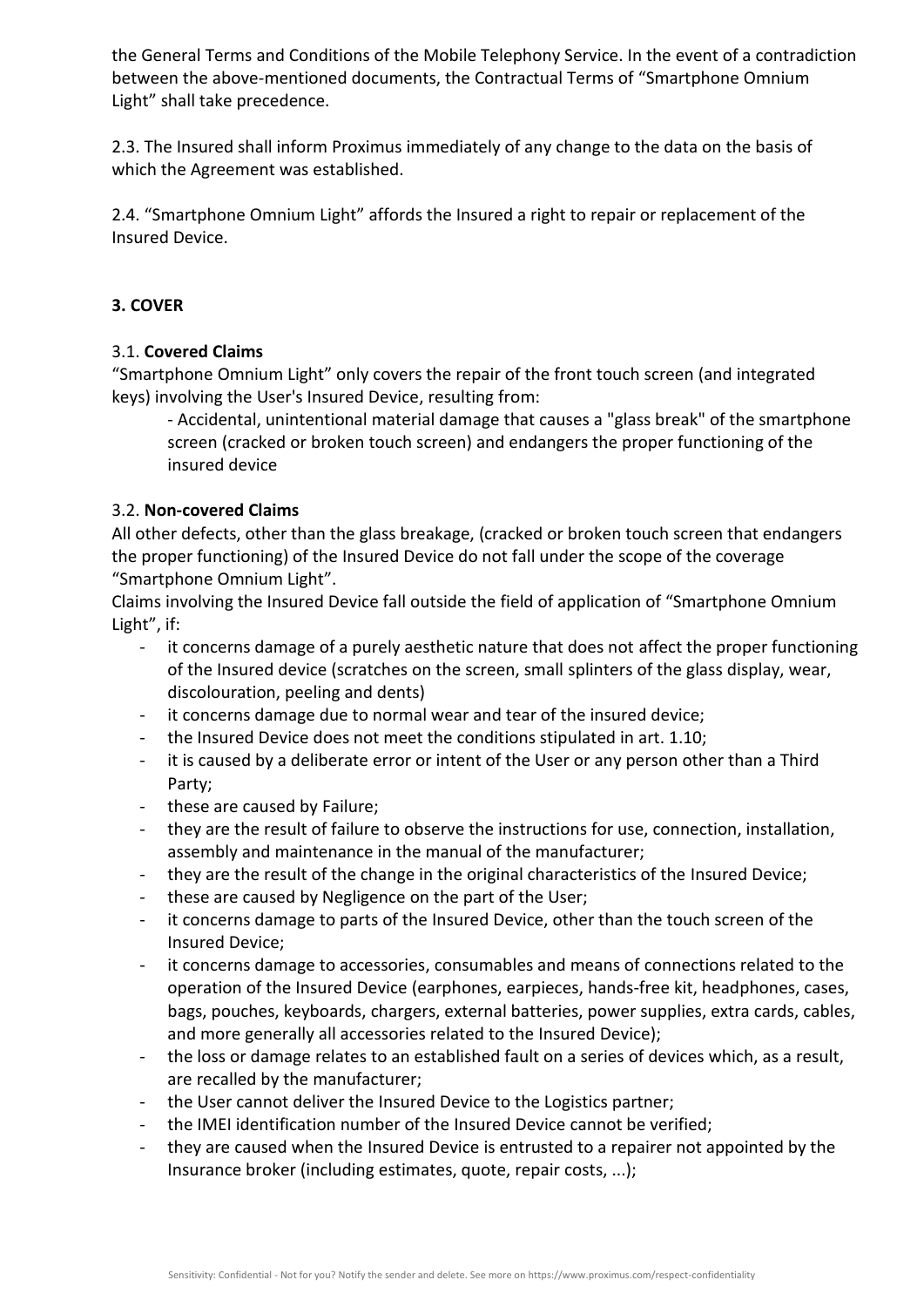the General Terms and Conditions of the Mobile Telephony Service. In the event of a contradiction between the above-mentioned documents, the Contractual Terms of "Smartphone Omnium Light" shall take precedence.

2.3. The Insured shall inform Proximus immediately of any change to the data on the basis of which the Agreement was established.

2.4. "Smartphone Omnium Light" affords the Insured a right to repair or replacement of the Insured Device.

### 3. COVER

3.1. **Covered Claims**

"Smartphone Omnium Light" only covers the repair of the front touch screen (and integrated keys) involving the User's Insured Device, resulting from:

- Accidental, unintentional material damage that causes a "glass break" of the smartphone screen (cracked or broken touch screen) and endangers the proper functioning of the insured device

3.2. **Non-covered Claims**

All other defects, other than the glass breakage, (cracked or broken touch screen that endangers the proper functioning) of the Insured Device do not fall under the scope of the coverage "Smartphone Omnium Light".

Claims involving the Insured Device fall outside the field of application of "Smartphone Omnium Light", if:

- it concerns damage of a purely aesthetic nature that does not affect the proper functioning of the Insured device (scratches on the screen, small splinters of the glass display, wear, discolouration, peeling and dents)
- it concerns damage due to normal wear and tear of the insured device;
- the Insured Device does not meet the conditions stipulated in art. 1.10;
- it is caused by a deliberate error or intent of the User or any person other than a Third Party;
- these are caused by Failure;
- they are the result of failure to observe the instructions for use, connection, installation, assembly and maintenance in the manual of the manufacturer;
- they are the result of the change in the original characteristics of the Insured Device;
- these are caused by Negligence on the part of the User;
- it concerns damage to parts of the Insured Device, other than the touch screen of the Insured Device;
- it concerns damage to accessories, consumables and means of connections related to the operation of the Insured Device (earphones, earpieces, hands-free kit, headphones, cases, bags, pouches, keyboards, chargers, external batteries, power supplies, extra cards, cables, and more generally all accessories related to the Insured Device);
- the loss or damage relates to an established fault on a series of devices which, as a result, are recalled by the manufacturer;
- the User cannot deliver the Insured Device to the Logistics partner;
- the IMEI identification number of the Insured Device cannot be verified;
- they are caused when the Insured Device is entrusted to a repairer not appointed by the Insurance broker (including estimates, quote, repair costs, ...);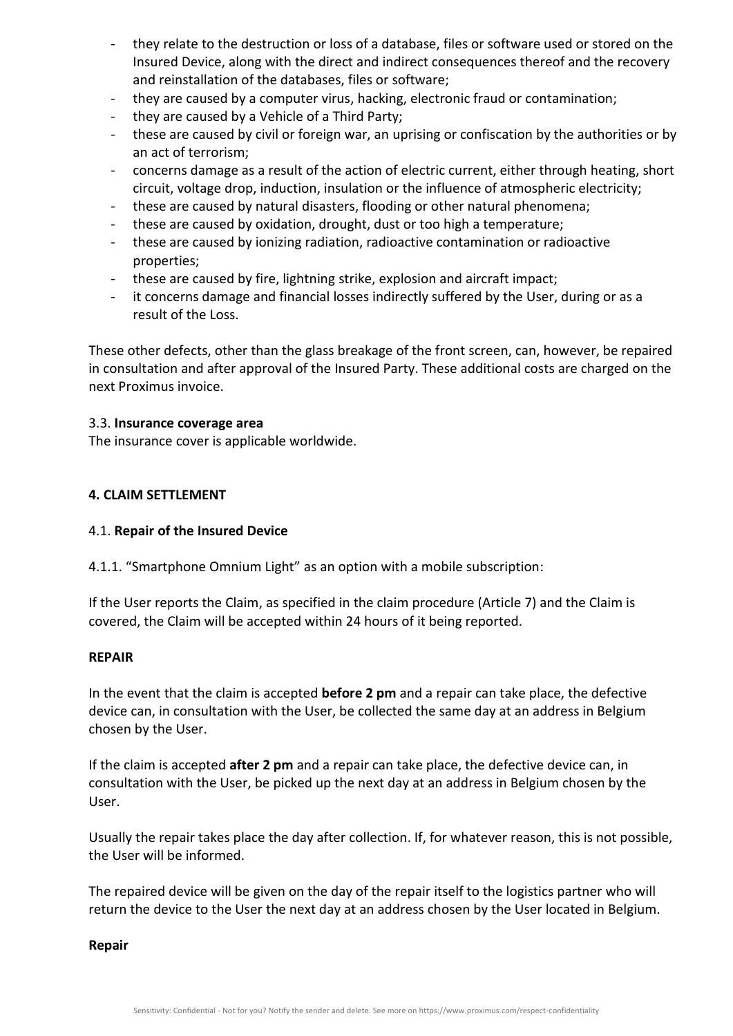- they relate to the destruction or loss of a database, files or software used or stored on the Insured Device, along with the direct and indirect consequences thereof and the recovery and reinstallation of the databases, files or software;
- they are caused by a computer virus, hacking, electronic fraud or contamination;
- they are caused by a Vehicle of a Third Party;
- these are caused by civil or foreign war, an uprising or confiscation by the authorities or by an act of terrorism;
- concerns damage as a result of the action of electric current, either through heating, short circuit, voltage drop, induction, insulation or the influence of atmospheric electricity;
- these are caused by natural disasters, flooding or other natural phenomena;
- these are caused by oxidation, drought, dust or too high a temperature;
- these are caused by ionizing radiation, radioactive contamination or radioactive properties;
- these are caused by fire, lightning strike, explosion and aircraft impact;
- it concerns damage and financial losses indirectly suffered by the User, during or as a result of the Loss.

These other defects, other than the glass breakage of the front screen, can, however, be repaired in consultation and after approval of the Insured Party. These additional costs are charged on the next Proximus invoice.

3.3. **Insurance coverage area**
The insurance cover is applicable worldwide.

## 4. CLAIM SETTLEMENT

### 4.1. **Repair of the Insured Device**

4.1.1. “Smartphone Omnium Light” as an option with a mobile subscription:

If the User reports the Claim, as specified in the claim procedure (Article 7) and the Claim is covered, the Claim will be accepted within 24 hours of it being reported.

**REPAIR**

In the event that the claim is accepted **before 2 pm** and a repair can take place, the defective device can, in consultation with the User, be collected the same day at an address in Belgium chosen by the User.

If the claim is accepted **after 2 pm** and a repair can take place, the defective device can, in consultation with the User, be picked up the next day at an address in Belgium chosen by the User.

Usually the repair takes place the day after collection. If, for whatever reason, this is not possible, the User will be informed.

The repaired device will be given on the day of the repair itself to the logistics partner who will return the device to the User the next day at an address chosen by the User located in Belgium.

**Repair**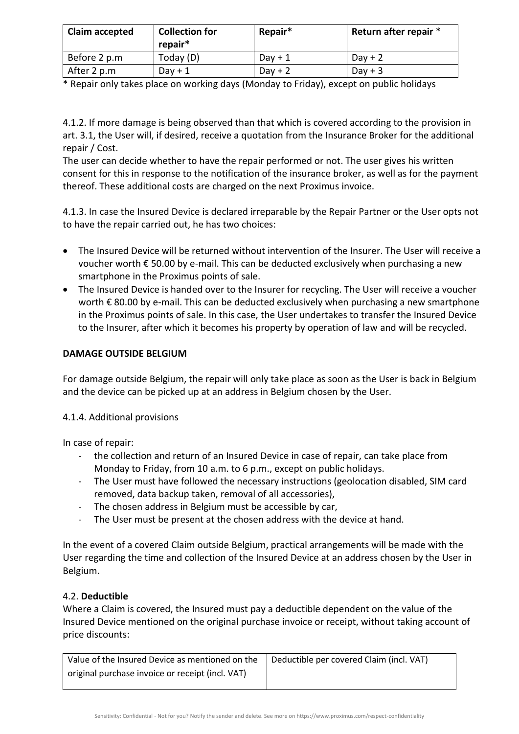| Claim accepted | Collection for repair* | Repair* | Return after repair * |
| --- | --- | --- | --- |
| Before 2 p.m | Today (D) | Day + 1 | Day + 2 |
| After 2 p.m | Day + 1 | Day + 2 | Day + 3 |

* Repair only takes place on working days (Monday to Friday), except on public holidays

4.1.2. If more damage is being observed than that which is covered according to the provision in art. 3.1, the User will, if desired, receive a quotation from the Insurance Broker for the additional repair / Cost.
The user can decide whether to have the repair performed or not. The user gives his written consent for this in response to the notification of the insurance broker, as well as for the payment thereof. These additional costs are charged on the next Proximus invoice.

4.1.3. In case the Insured Device is declared irreparable by the Repair Partner or the User opts not to have the repair carried out, he has two choices:

- The Insured Device will be returned without intervention of the Insurer. The User will receive a voucher worth € 50.00 by e-mail. This can be deducted exclusively when purchasing a new smartphone in the Proximus points of sale.
- The Insured Device is handed over to the Insurer for recycling. The User will receive a voucher worth € 80.00 by e-mail. This can be deducted exclusively when purchasing a new smartphone in the Proximus points of sale. In this case, the User undertakes to transfer the Insured Device to the Insurer, after which it becomes his property by operation of law and will be recycled.

**DAMAGE OUTSIDE BELGIUM**

For damage outside Belgium, the repair will only take place as soon as the User is back in Belgium and the device can be picked up at an address in Belgium chosen by the User.

4.1.4. Additional provisions

In case of repair:

- the collection and return of an Insured Device in case of repair, can take place from Monday to Friday, from 10 a.m. to 6 p.m., except on public holidays.
- The User must have followed the necessary instructions (geolocation disabled, SIM card removed, data backup taken, removal of all accessories),
- The chosen address in Belgium must be accessible by car,
- The User must be present at the chosen address with the device at hand.

In the event of a covered Claim outside Belgium, practical arrangements will be made with the User regarding the time and collection of the Insured Device at an address chosen by the User in Belgium.

4.2. **Deductible**
Where a Claim is covered, the Insured must pay a deductible dependent on the value of the Insured Device mentioned on the original purchase invoice or receipt, without taking account of price discounts:

| Value of the Insured Device as mentioned on the original purchase invoice or receipt (incl. VAT) | Deductible per covered Claim (incl. VAT) |
| --- | --- |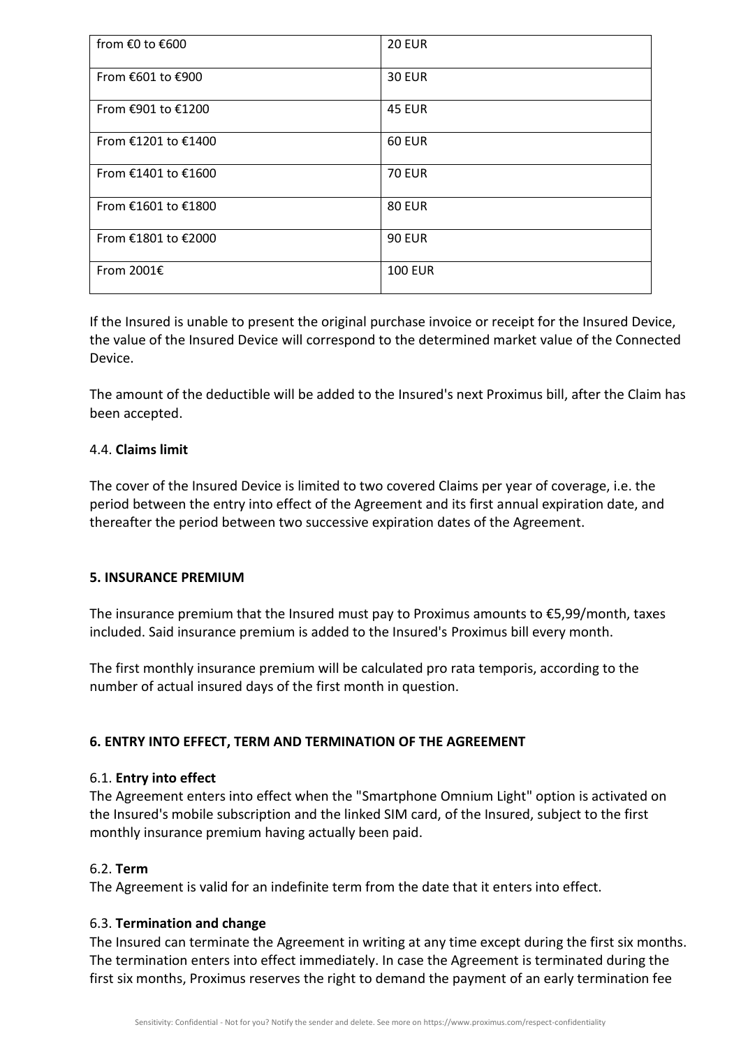| from €0 to €600 | 20 EUR |
|---|---|
| From €601 to €900 | 30 EUR |
| From €901 to €1200 | 45 EUR |
| From €1201 to €1400 | 60 EUR |
| From €1401 to €1600 | 70 EUR |
| From €1601 to €1800 | 80 EUR |
| From €1801 to €2000 | 90 EUR |
| From 2001€ | 100 EUR |

If the Insured is unable to present the original purchase invoice or receipt for the Insured Device, the value of the Insured Device will correspond to the determined market value of the Connected Device.

The amount of the deductible will be added to the Insured's next Proximus bill, after the Claim has been accepted.

4.4. **Claims limit**

The cover of the Insured Device is limited to two covered Claims per year of coverage, i.e. the period between the entry into effect of the Agreement and its first annual expiration date, and thereafter the period between two successive expiration dates of the Agreement.

**5. INSURANCE PREMIUM**

The insurance premium that the Insured must pay to Proximus amounts to €5,99/month, taxes included. Said insurance premium is added to the Insured's Proximus bill every month.

The first monthly insurance premium will be calculated pro rata temporis, according to the number of actual insured days of the first month in question.

**6. ENTRY INTO EFFECT, TERM AND TERMINATION OF THE AGREEMENT**

6.1. **Entry into effect**
The Agreement enters into effect when the "Smartphone Omnium Light" option is activated on the Insured's mobile subscription and the linked SIM card, of the Insured, subject to the first monthly insurance premium having actually been paid.

6.2. **Term**
The Agreement is valid for an indefinite term from the date that it enters into effect.

6.3. **Termination and change**
The Insured can terminate the Agreement in writing at any time except during the first six months. The termination enters into effect immediately. In case the Agreement is terminated during the first six months, Proximus reserves the right to demand the payment of an early termination fee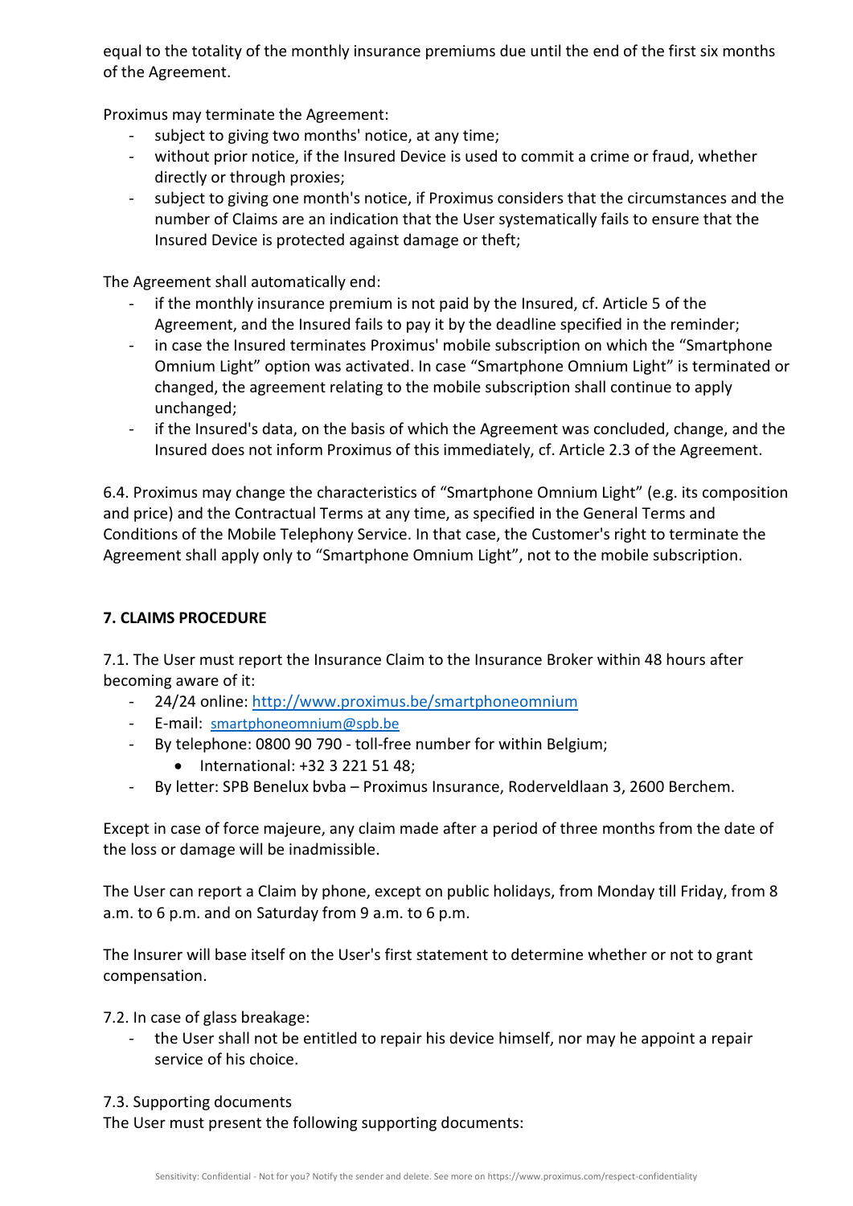equal to the totality of the monthly insurance premiums due until the end of the first six months of the Agreement.

Proximus may terminate the Agreement:

- subject to giving two months' notice, at any time;
- without prior notice, if the Insured Device is used to commit a crime or fraud, whether directly or through proxies;
- subject to giving one month's notice, if Proximus considers that the circumstances and the number of Claims are an indication that the User systematically fails to ensure that the Insured Device is protected against damage or theft;

The Agreement shall automatically end:

- if the monthly insurance premium is not paid by the Insured, cf. Article 5 of the Agreement, and the Insured fails to pay it by the deadline specified in the reminder;
- in case the Insured terminates Proximus' mobile subscription on which the "Smartphone Omnium Light" option was activated. In case "Smartphone Omnium Light" is terminated or changed, the agreement relating to the mobile subscription shall continue to apply unchanged;
- if the Insured's data, on the basis of which the Agreement was concluded, change, and the Insured does not inform Proximus of this immediately, cf. Article 2.3 of the Agreement.

6.4. Proximus may change the characteristics of "Smartphone Omnium Light" (e.g. its composition and price) and the Contractual Terms at any time, as specified in the General Terms and Conditions of the Mobile Telephony Service. In that case, the Customer's right to terminate the Agreement shall apply only to "Smartphone Omnium Light", not to the mobile subscription.

## 7. CLAIMS PROCEDURE

7.1. The User must report the Insurance Claim to the Insurance Broker within 48 hours after becoming aware of it:

- 24/24 online: http://www.proximus.be/smartphoneomnium
- E-mail: smartphoneomnium@spb.be
- By telephone: 0800 90 790 - toll-free number for within Belgium;
  - International: +32 3 221 51 48;
- By letter: SPB Benelux bvba – Proximus Insurance, Roderveldlaan 3, 2600 Berchem.

Except in case of force majeure, any claim made after a period of three months from the date of the loss or damage will be inadmissible.

The User can report a Claim by phone, except on public holidays, from Monday till Friday, from 8 a.m. to 6 p.m. and on Saturday from 9 a.m. to 6 p.m.

The Insurer will base itself on the User's first statement to determine whether or not to grant compensation.

7.2. In case of glass breakage:

- the User shall not be entitled to repair his device himself, nor may he appoint a repair service of his choice.

7.3. Supporting documents

The User must present the following supporting documents: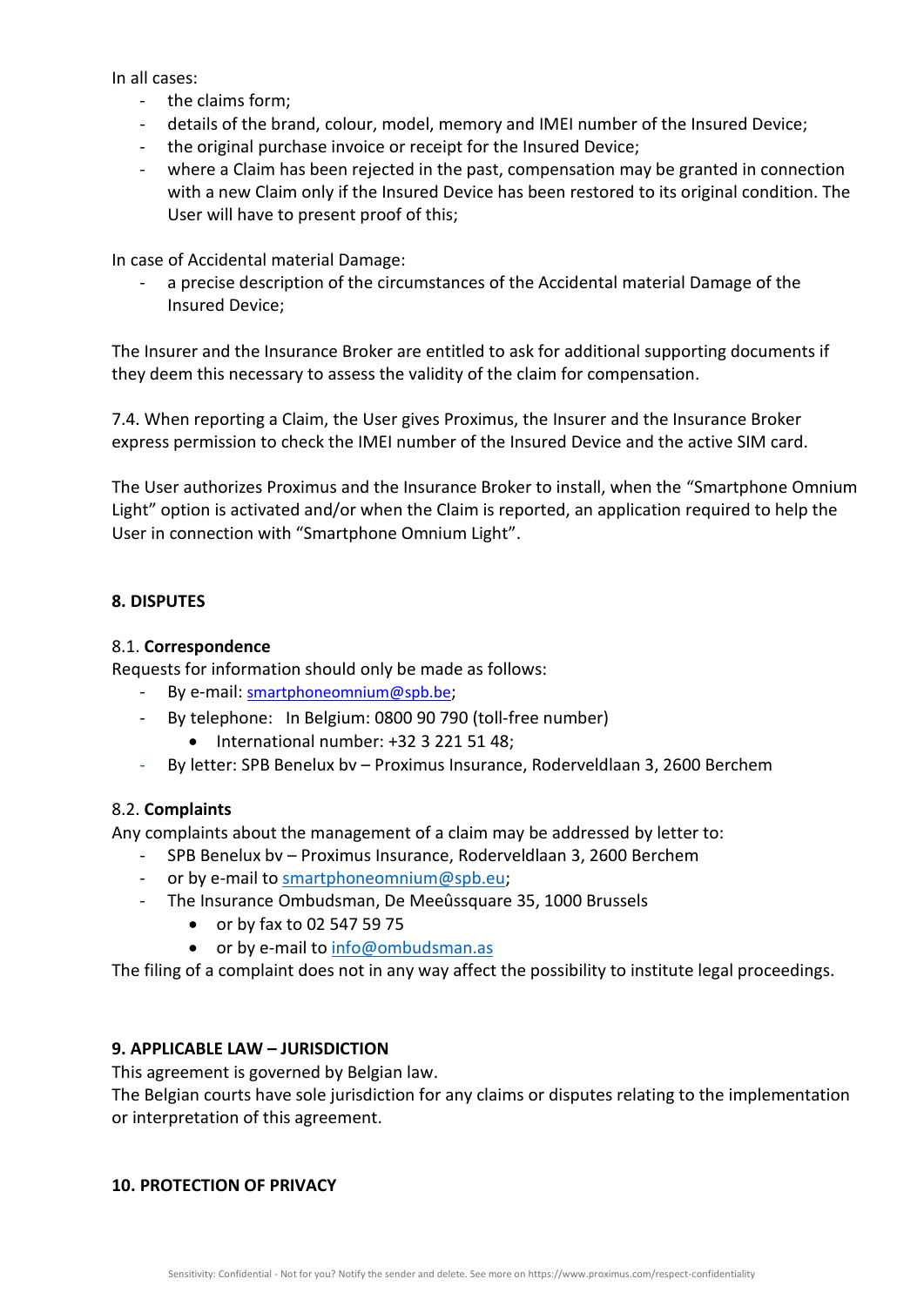In all cases:

- the claims form;
- details of the brand, colour, model, memory and IMEI number of the Insured Device;
- the original purchase invoice or receipt for the Insured Device;
- where a Claim has been rejected in the past, compensation may be granted in connection with a new Claim only if the Insured Device has been restored to its original condition. The User will have to present proof of this;

In case of Accidental material Damage:

- a precise description of the circumstances of the Accidental material Damage of the Insured Device;

The Insurer and the Insurance Broker are entitled to ask for additional supporting documents if they deem this necessary to assess the validity of the claim for compensation.

7.4. When reporting a Claim, the User gives Proximus, the Insurer and the Insurance Broker express permission to check the IMEI number of the Insured Device and the active SIM card.

The User authorizes Proximus and the Insurance Broker to install, when the "Smartphone Omnium Light" option is activated and/or when the Claim is reported, an application required to help the User in connection with "Smartphone Omnium Light".

## 8. DISPUTES

### 8.1. **Correspondence**

Requests for information should only be made as follows:

- By e-mail: smartphoneomnium@spb.be;
- By telephone: In Belgium: 0800 90 790 (toll-free number)
  - International number: +32 3 221 51 48;
- By letter: SPB Benelux bv – Proximus Insurance, Roderveldlaan 3, 2600 Berchem

### 8.2. **Complaints**

Any complaints about the management of a claim may be addressed by letter to:

- SPB Benelux bv – Proximus Insurance, Roderveldlaan 3, 2600 Berchem
- or by e-mail to smartphoneomnium@spb.eu;
- The Insurance Ombudsman, De Meeûssquare 35, 1000 Brussels
  - or by fax to 02 547 59 75
  - or by e-mail to info@ombudsman.as

The filing of a complaint does not in any way affect the possibility to institute legal proceedings.

## 9. APPLICABLE LAW – JURISDICTION

This agreement is governed by Belgian law.
The Belgian courts have sole jurisdiction for any claims or disputes relating to the implementation or interpretation of this agreement.

## 10. PROTECTION OF PRIVACY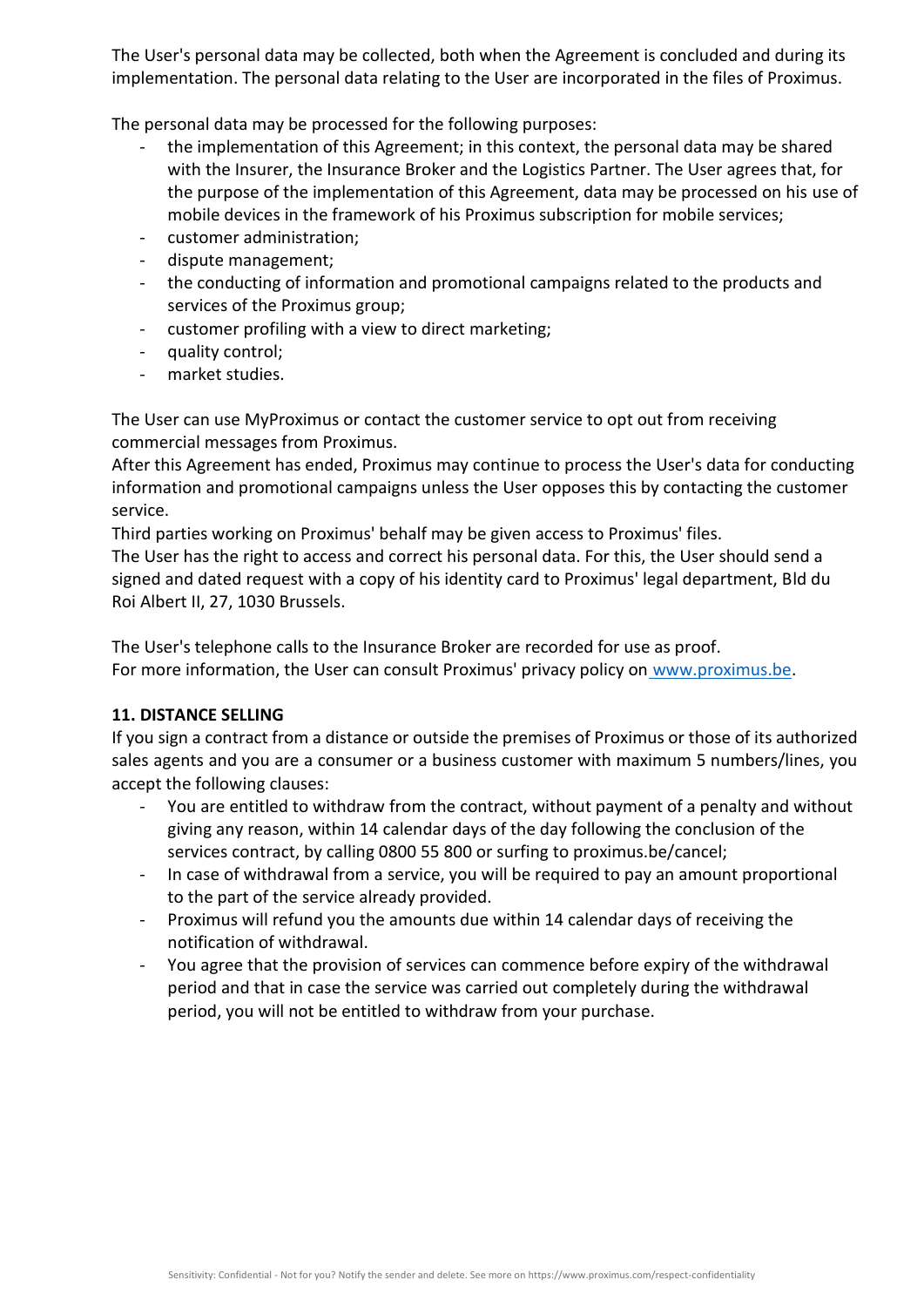The User's personal data may be collected, both when the Agreement is concluded and during its implementation. The personal data relating to the User are incorporated in the files of Proximus.

The personal data may be processed for the following purposes:

- the implementation of this Agreement; in this context, the personal data may be shared with the Insurer, the Insurance Broker and the Logistics Partner. The User agrees that, for the purpose of the implementation of this Agreement, data may be processed on his use of mobile devices in the framework of his Proximus subscription for mobile services;
- customer administration;
- dispute management;
- the conducting of information and promotional campaigns related to the products and services of the Proximus group;
- customer profiling with a view to direct marketing;
- quality control;
- market studies.

The User can use MyProximus or contact the customer service to opt out from receiving commercial messages from Proximus.
After this Agreement has ended, Proximus may continue to process the User's data for conducting information and promotional campaigns unless the User opposes this by contacting the customer service.
Third parties working on Proximus' behalf may be given access to Proximus' files.
The User has the right to access and correct his personal data. For this, the User should send a signed and dated request with a copy of his identity card to Proximus' legal department, Bld du Roi Albert II, 27, 1030 Brussels.

The User's telephone calls to the Insurance Broker are recorded for use as proof.
For more information, the User can consult Proximus' privacy policy on www.proximus.be.

**11. DISTANCE SELLING**

If you sign a contract from a distance or outside the premises of Proximus or those of its authorized sales agents and you are a consumer or a business customer with maximum 5 numbers/lines, you accept the following clauses:

- You are entitled to withdraw from the contract, without payment of a penalty and without giving any reason, within 14 calendar days of the day following the conclusion of the services contract, by calling 0800 55 800 or surfing to proximus.be/cancel;
- In case of withdrawal from a service, you will be required to pay an amount proportional to the part of the service already provided.
- Proximus will refund you the amounts due within 14 calendar days of receiving the notification of withdrawal.
- You agree that the provision of services can commence before expiry of the withdrawal period and that in case the service was carried out completely during the withdrawal period, you will not be entitled to withdraw from your purchase.